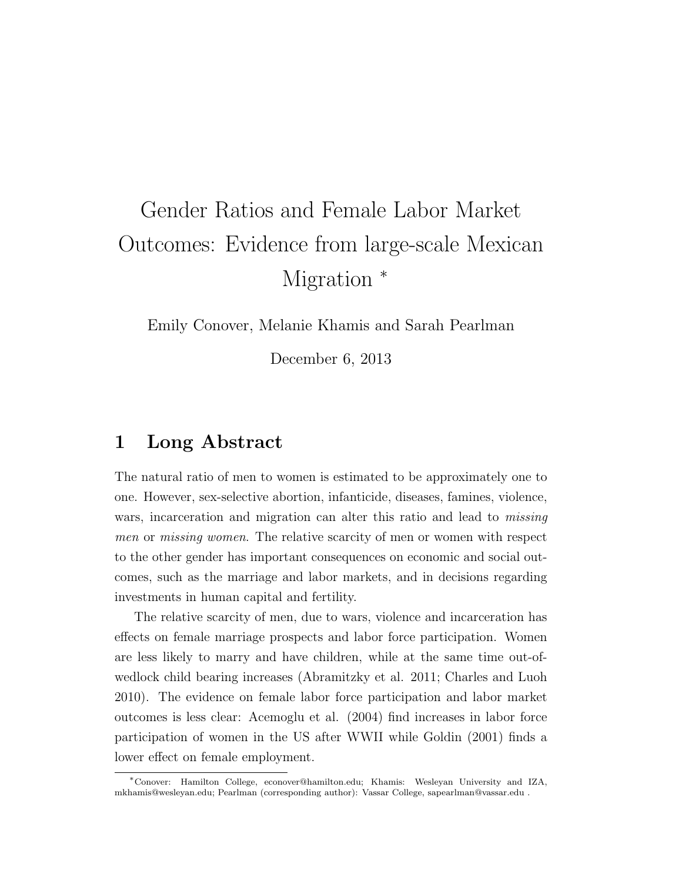# Gender Ratios and Female Labor Market Outcomes: Evidence from large-scale Mexican Migration *

Emily Conover, Melanie Khamis and Sarah Pearlman

December 6, 2013

## 1 Long Abstract

The natural ratio of men to women is estimated to be approximately one to one. However, sex-selective abortion, infanticide, diseases, famines, violence, wars, incarceration and migration can alter this ratio and lead to *missing men* or *missing women*. The relative scarcity of men or women with respect to the other gender has important consequences on economic and social outcomes, such as the marriage and labor markets, and in decisions regarding investments in human capital and fertility.

The relative scarcity of men, due to wars, violence and incarceration has effects on female marriage prospects and labor force participation. Women are less likely to marry and have children, while at the same time out-of-wedlock child bearing increases (Abramitzky et al. 2011; Charles and Luoh 2010). The evidence on female labor force participation and labor market outcomes is less clear: Acemoglu et al. (2004) find increases in labor force participation of women in the US after WWII while Goldin (2001) finds a lower effect on female employment.

*Conover: Hamilton College, econover@hamilton.edu; Khamis: Wesleyan University and IZA, mkhamis@wesleyan.edu; Pearlman (corresponding author): Vassar College, sapearlman@vassar.edu .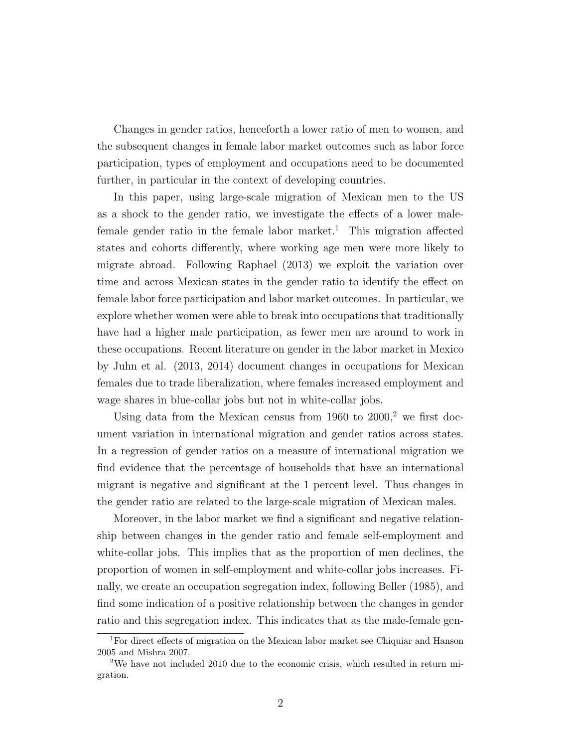Changes in gender ratios, henceforth a lower ratio of men to women, and the subsequent changes in female labor market outcomes such as labor force participation, types of employment and occupations need to be documented further, in particular in the context of developing countries.

In this paper, using large-scale migration of Mexican men to the US as a shock to the gender ratio, we investigate the effects of a lower male-female gender ratio in the female labor market.[1] This migration affected states and cohorts differently, where working age men were more likely to migrate abroad. Following Raphael (2013) we exploit the variation over time and across Mexican states in the gender ratio to identify the effect on female labor force participation and labor market outcomes. In particular, we explore whether women were able to break into occupations that traditionally have had a higher male participation, as fewer men are around to work in these occupations. Recent literature on gender in the labor market in Mexico by Juhn et al. (2013, 2014) document changes in occupations for Mexican females due to trade liberalization, where females increased employment and wage shares in blue-collar jobs but not in white-collar jobs.

Using data from the Mexican census from 1960 to 2000,[2] we first document variation in international migration and gender ratios across states. In a regression of gender ratios on a measure of international migration we find evidence that the percentage of households that have an international migrant is negative and significant at the 1 percent level. Thus changes in the gender ratio are related to the large-scale migration of Mexican males.

Moreover, in the labor market we find a significant and negative relationship between changes in the gender ratio and female self-employment and white-collar jobs. This implies that as the proportion of men declines, the proportion of women in self-employment and white-collar jobs increases. Finally, we create an occupation segregation index, following Beller (1985), and find some indication of a positive relationship between the changes in gender ratio and this segregation index. This indicates that as the male-female gen-

[1] For direct effects of migration on the Mexican labor market see Chiquiar and Hanson 2005 and Mishra 2007.

[2] We have not included 2010 due to the economic crisis, which resulted in return migration.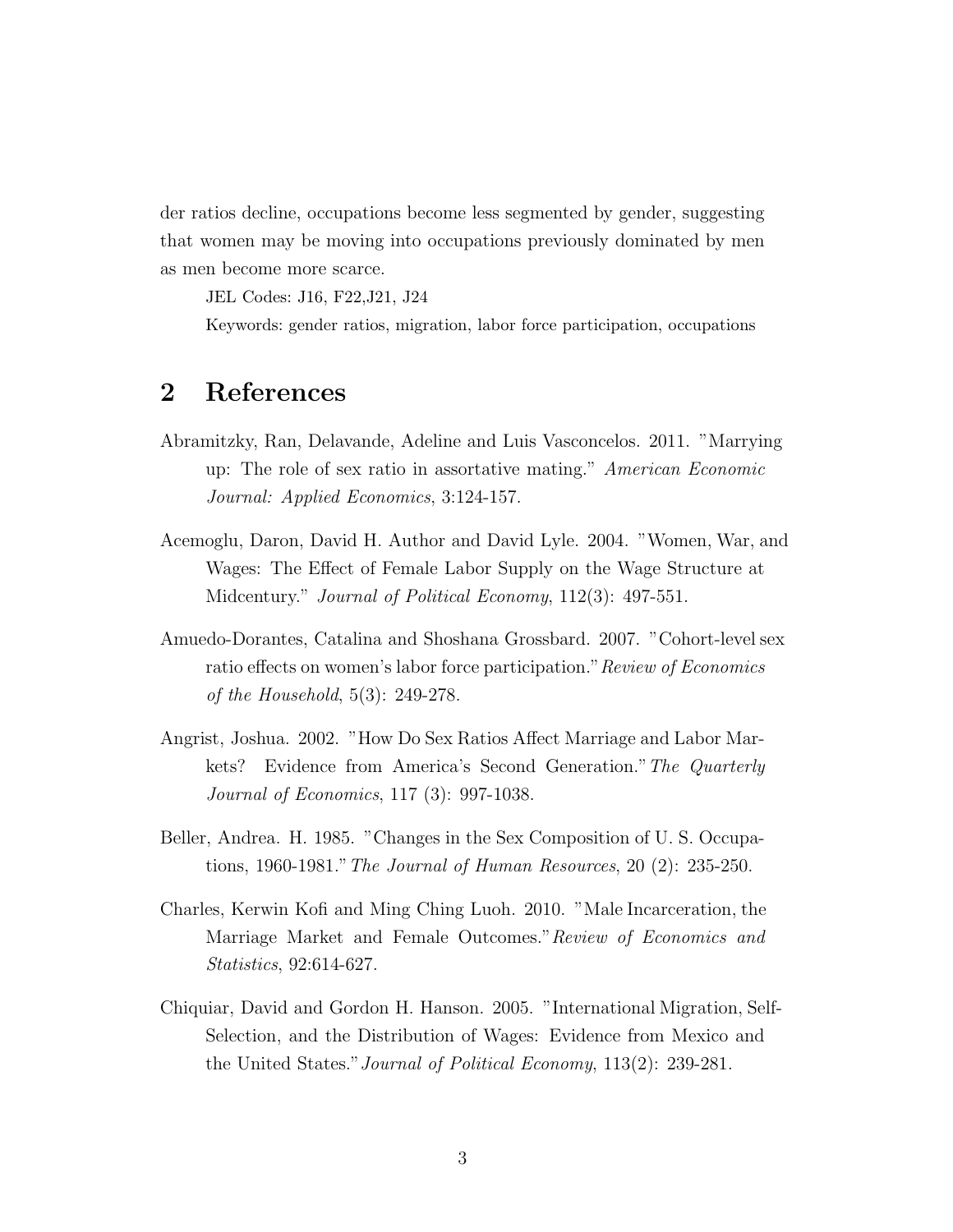der ratios decline, occupations become less segmented by gender, suggesting that women may be moving into occupations previously dominated by men as men become more scarce.

JEL Codes: J16, F22,J21, J24

Keywords: gender ratios, migration, labor force participation, occupations

# 2 References

Abramitzky, Ran, Delavande, Adeline and Luis Vasconcelos. 2011. "Marrying up: The role of sex ratio in assortative mating." *American Economic Journal: Applied Economics*, 3:124-157.

Acemoglu, Daron, David H. Author and David Lyle. 2004. "Women, War, and Wages: The Effect of Female Labor Supply on the Wage Structure at Midcentury." *Journal of Political Economy*, 112(3): 497-551.

Amuedo-Dorantes, Catalina and Shoshana Grossbard. 2007. "Cohort-level sex ratio effects on women's labor force participation." *Review of Economics of the Household*, 5(3): 249-278.

Angrist, Joshua. 2002. "How Do Sex Ratios Affect Marriage and Labor Markets? Evidence from America's Second Generation." *The Quarterly Journal of Economics*, 117 (3): 997-1038.

Beller, Andrea. H. 1985. "Changes in the Sex Composition of U. S. Occupations, 1960-1981." *The Journal of Human Resources*, 20 (2): 235-250.

Charles, Kerwin Kofi and Ming Ching Luoh. 2010. "Male Incarceration, the Marriage Market and Female Outcomes." *Review of Economics and Statistics*, 92:614-627.

Chiquiar, David and Gordon H. Hanson. 2005. "International Migration, Self-Selection, and the Distribution of Wages: Evidence from Mexico and the United States." *Journal of Political Economy*, 113(2): 239-281.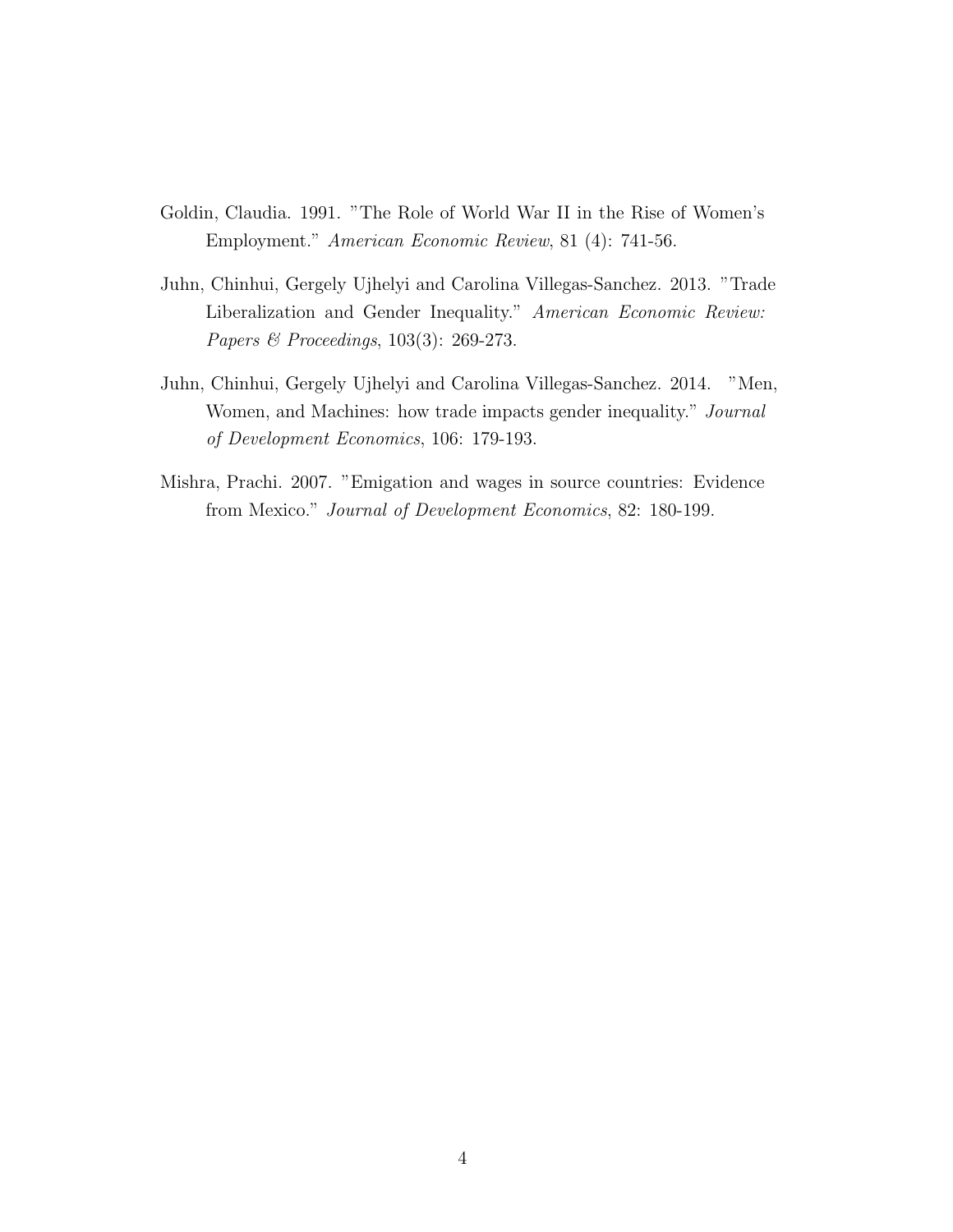Goldin, Claudia. 1991. "The Role of World War II in the Rise of Women's Employment." *American Economic Review*, 81 (4): 741-56.

Juhn, Chinhui, Gergely Ujhelyi and Carolina Villegas-Sanchez. 2013. "Trade Liberalization and Gender Inequality." *American Economic Review: Papers & Proceedings*, 103(3): 269-273.

Juhn, Chinhui, Gergely Ujhelyi and Carolina Villegas-Sanchez. 2014. "Men, Women, and Machines: how trade impacts gender inequality." *Journal of Development Economics*, 106: 179-193.

Mishra, Prachi. 2007. "Emigation and wages in source countries: Evidence from Mexico." *Journal of Development Economics*, 82: 180-199.